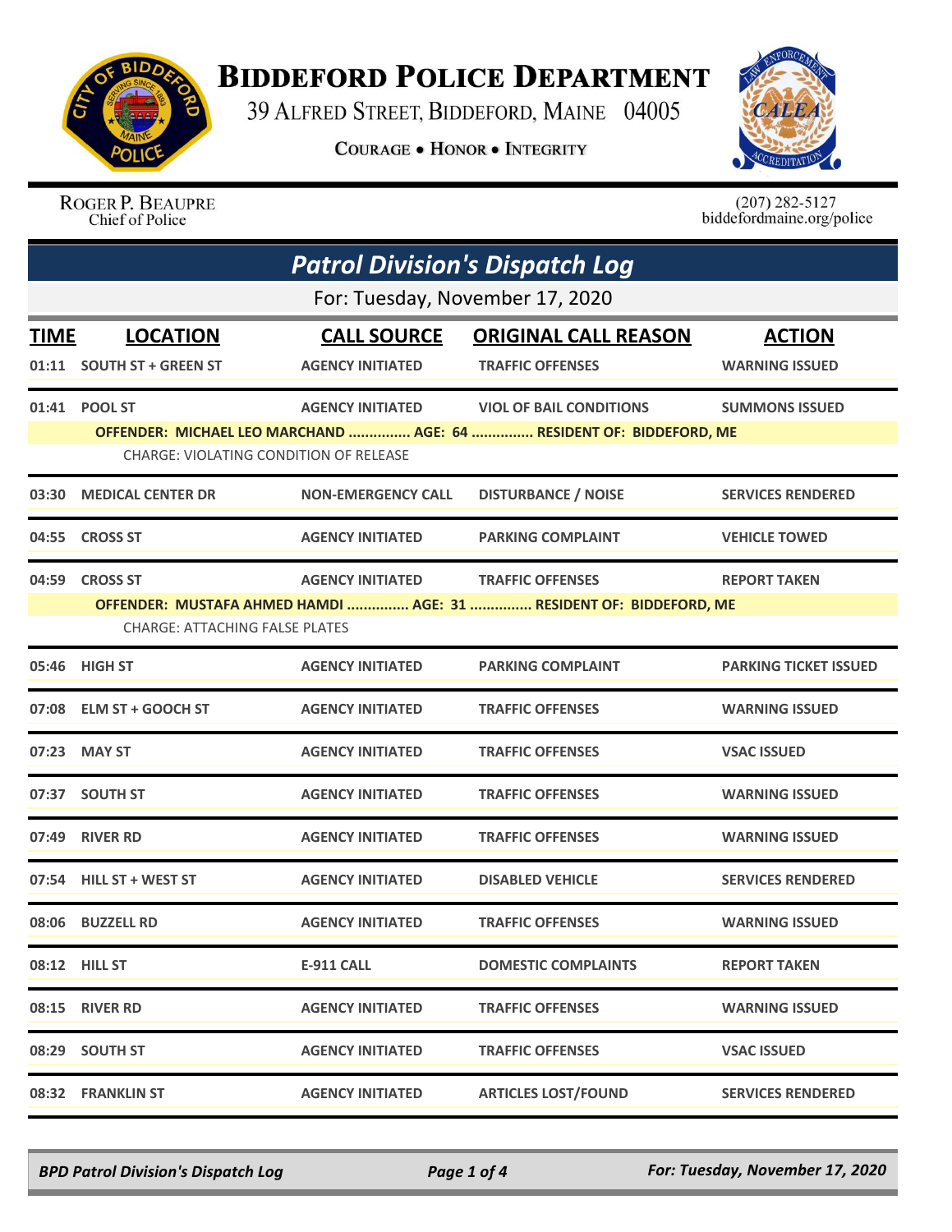# Biddeford Police Department

39 Alfred Street, Biddeford, Maine 04005

**Courage • Honor • Integrity**

Roger P. Beaupre
Chief of Police

(207) 282-5127
biddefordmaine.org/police

## *Patrol Division's Dispatch Log*

For: Tuesday, November 17, 2020

| TIME | LOCATION | CALL SOURCE | ORIGINAL CALL REASON | ACTION |
|---|---|---|---|---|
| 01:11 | SOUTH ST + GREEN ST | AGENCY INITIATED | TRAFFIC OFFENSES | WARNING ISSUED |
| 01:41 | POOL ST | AGENCY INITIATED | VIOL OF BAIL CONDITIONS | SUMMONS ISSUED |
| | OFFENDER: MICHAEL LEO MARCHAND ............... AGE: 64 ............... RESIDENT OF: BIDDEFORD, ME | | | |
| | CHARGE: VIOLATING CONDITION OF RELEASE | | | |
| 03:30 | MEDICAL CENTER DR | NON-EMERGENCY CALL | DISTURBANCE / NOISE | SERVICES RENDERED |
| 04:55 | CROSS ST | AGENCY INITIATED | PARKING COMPLAINT | VEHICLE TOWED |
| 04:59 | CROSS ST | AGENCY INITIATED | TRAFFIC OFFENSES | REPORT TAKEN |
| | OFFENDER: MUSTAFA AHMED HAMDI ............... AGE: 31 ............... RESIDENT OF: BIDDEFORD, ME | | | |
| | CHARGE: ATTACHING FALSE PLATES | | | |
| 05:46 | HIGH ST | AGENCY INITIATED | PARKING COMPLAINT | PARKING TICKET ISSUED |
| 07:08 | ELM ST + GOOCH ST | AGENCY INITIATED | TRAFFIC OFFENSES | WARNING ISSUED |
| 07:23 | MAY ST | AGENCY INITIATED | TRAFFIC OFFENSES | VSAC ISSUED |
| 07:37 | SOUTH ST | AGENCY INITIATED | TRAFFIC OFFENSES | WARNING ISSUED |
| 07:49 | RIVER RD | AGENCY INITIATED | TRAFFIC OFFENSES | WARNING ISSUED |
| 07:54 | HILL ST + WEST ST | AGENCY INITIATED | DISABLED VEHICLE | SERVICES RENDERED |
| 08:06 | BUZZELL RD | AGENCY INITIATED | TRAFFIC OFFENSES | WARNING ISSUED |
| 08:12 | HILL ST | E-911 CALL | DOMESTIC COMPLAINTS | REPORT TAKEN |
| 08:15 | RIVER RD | AGENCY INITIATED | TRAFFIC OFFENSES | WARNING ISSUED |
| 08:29 | SOUTH ST | AGENCY INITIATED | TRAFFIC OFFENSES | VSAC ISSUED |
| 08:32 | FRANKLIN ST | AGENCY INITIATED | ARTICLES LOST/FOUND | SERVICES RENDERED |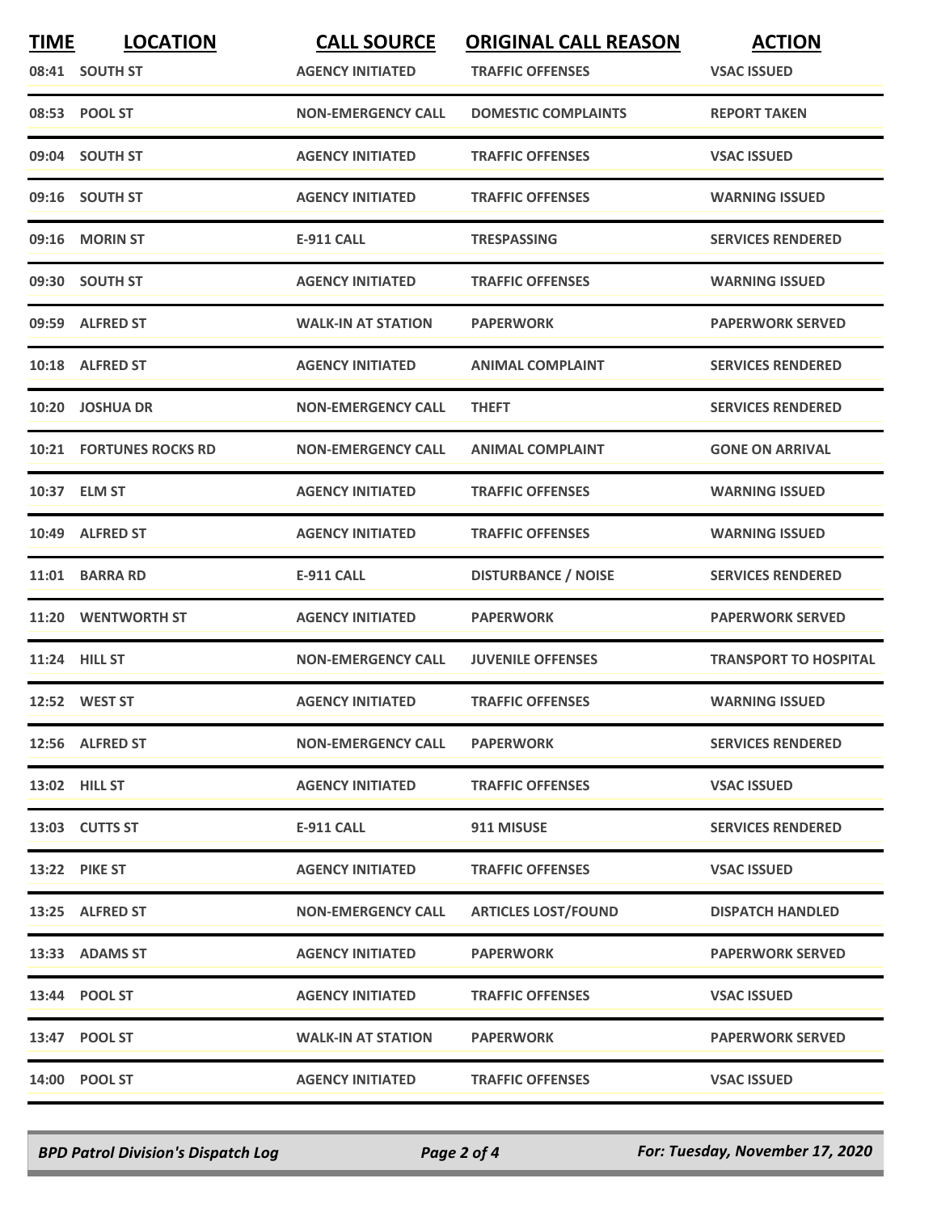| TIME | LOCATION | CALL SOURCE | ORIGINAL CALL REASON | ACTION |
|---|---|---|---|---|
| 08:41 | SOUTH ST | AGENCY INITIATED | TRAFFIC OFFENSES | VSAC ISSUED |
| 08:53 | POOL ST | NON-EMERGENCY CALL | DOMESTIC COMPLAINTS | REPORT TAKEN |
| 09:04 | SOUTH ST | AGENCY INITIATED | TRAFFIC OFFENSES | VSAC ISSUED |
| 09:16 | SOUTH ST | AGENCY INITIATED | TRAFFIC OFFENSES | WARNING ISSUED |
| 09:16 | MORIN ST | E-911 CALL | TRESPASSING | SERVICES RENDERED |
| 09:30 | SOUTH ST | AGENCY INITIATED | TRAFFIC OFFENSES | WARNING ISSUED |
| 09:59 | ALFRED ST | WALK-IN AT STATION | PAPERWORK | PAPERWORK SERVED |
| 10:18 | ALFRED ST | AGENCY INITIATED | ANIMAL COMPLAINT | SERVICES RENDERED |
| 10:20 | JOSHUA DR | NON-EMERGENCY CALL | THEFT | SERVICES RENDERED |
| 10:21 | FORTUNES ROCKS RD | NON-EMERGENCY CALL | ANIMAL COMPLAINT | GONE ON ARRIVAL |
| 10:37 | ELM ST | AGENCY INITIATED | TRAFFIC OFFENSES | WARNING ISSUED |
| 10:49 | ALFRED ST | AGENCY INITIATED | TRAFFIC OFFENSES | WARNING ISSUED |
| 11:01 | BARRA RD | E-911 CALL | DISTURBANCE / NOISE | SERVICES RENDERED |
| 11:20 | WENTWORTH ST | AGENCY INITIATED | PAPERWORK | PAPERWORK SERVED |
| 11:24 | HILL ST | NON-EMERGENCY CALL | JUVENILE OFFENSES | TRANSPORT TO HOSPITAL |
| 12:52 | WEST ST | AGENCY INITIATED | TRAFFIC OFFENSES | WARNING ISSUED |
| 12:56 | ALFRED ST | NON-EMERGENCY CALL | PAPERWORK | SERVICES RENDERED |
| 13:02 | HILL ST | AGENCY INITIATED | TRAFFIC OFFENSES | VSAC ISSUED |
| 13:03 | CUTTS ST | E-911 CALL | 911 MISUSE | SERVICES RENDERED |
| 13:22 | PIKE ST | AGENCY INITIATED | TRAFFIC OFFENSES | VSAC ISSUED |
| 13:25 | ALFRED ST | NON-EMERGENCY CALL | ARTICLES LOST/FOUND | DISPATCH HANDLED |
| 13:33 | ADAMS ST | AGENCY INITIATED | PAPERWORK | PAPERWORK SERVED |
| 13:44 | POOL ST | AGENCY INITIATED | TRAFFIC OFFENSES | VSAC ISSUED |
| 13:47 | POOL ST | WALK-IN AT STATION | PAPERWORK | PAPERWORK SERVED |
| 14:00 | POOL ST | AGENCY INITIATED | TRAFFIC OFFENSES | VSAC ISSUED |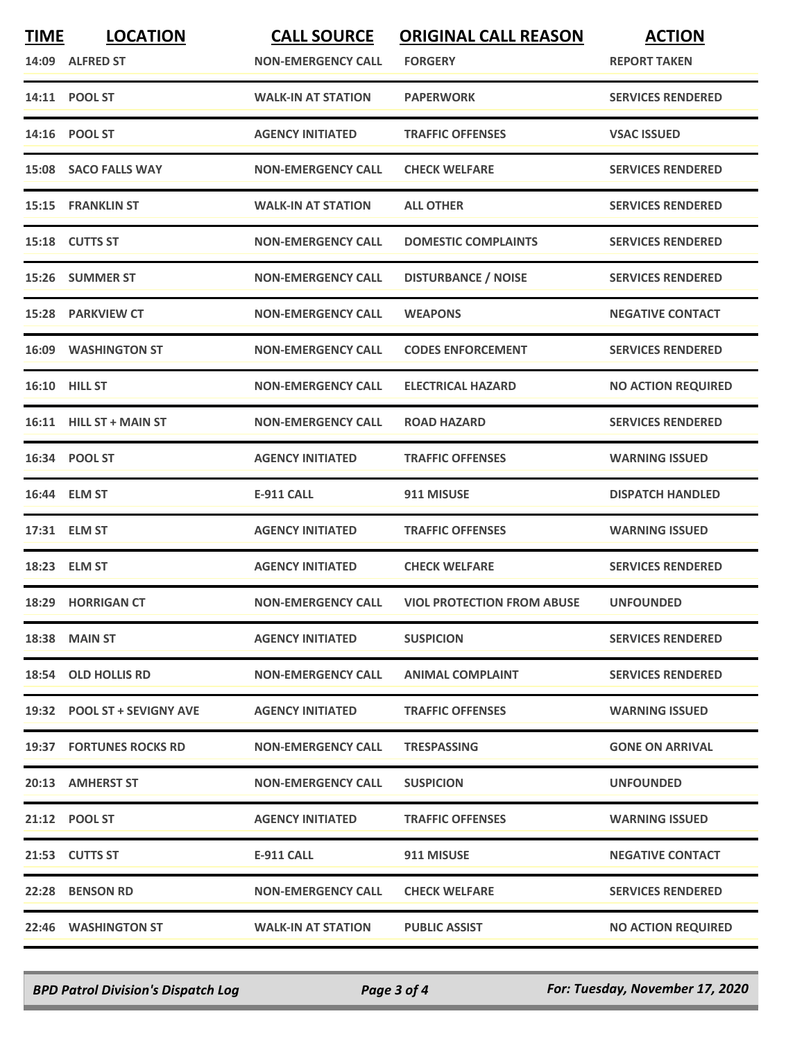| TIME | LOCATION | CALL SOURCE | ORIGINAL CALL REASON | ACTION |
|---|---|---|---|---|
| 14:09 | ALFRED ST | NON-EMERGENCY CALL | FORGERY | REPORT TAKEN |
| 14:11 | POOL ST | WALK-IN AT STATION | PAPERWORK | SERVICES RENDERED |
| 14:16 | POOL ST | AGENCY INITIATED | TRAFFIC OFFENSES | VSAC ISSUED |
| 15:08 | SACO FALLS WAY | NON-EMERGENCY CALL | CHECK WELFARE | SERVICES RENDERED |
| 15:15 | FRANKLIN ST | WALK-IN AT STATION | ALL OTHER | SERVICES RENDERED |
| 15:18 | CUTTS ST | NON-EMERGENCY CALL | DOMESTIC COMPLAINTS | SERVICES RENDERED |
| 15:26 | SUMMER ST | NON-EMERGENCY CALL | DISTURBANCE / NOISE | SERVICES RENDERED |
| 15:28 | PARKVIEW CT | NON-EMERGENCY CALL | WEAPONS | NEGATIVE CONTACT |
| 16:09 | WASHINGTON ST | NON-EMERGENCY CALL | CODES ENFORCEMENT | SERVICES RENDERED |
| 16:10 | HILL ST | NON-EMERGENCY CALL | ELECTRICAL HAZARD | NO ACTION REQUIRED |
| 16:11 | HILL ST + MAIN ST | NON-EMERGENCY CALL | ROAD HAZARD | SERVICES RENDERED |
| 16:34 | POOL ST | AGENCY INITIATED | TRAFFIC OFFENSES | WARNING ISSUED |
| 16:44 | ELM ST | E-911 CALL | 911 MISUSE | DISPATCH HANDLED |
| 17:31 | ELM ST | AGENCY INITIATED | TRAFFIC OFFENSES | WARNING ISSUED |
| 18:23 | ELM ST | AGENCY INITIATED | CHECK WELFARE | SERVICES RENDERED |
| 18:29 | HORRIGAN CT | NON-EMERGENCY CALL | VIOL PROTECTION FROM ABUSE | UNFOUNDED |
| 18:38 | MAIN ST | AGENCY INITIATED | SUSPICION | SERVICES RENDERED |
| 18:54 | OLD HOLLIS RD | NON-EMERGENCY CALL | ANIMAL COMPLAINT | SERVICES RENDERED |
| 19:32 | POOL ST + SEVIGNY AVE | AGENCY INITIATED | TRAFFIC OFFENSES | WARNING ISSUED |
| 19:37 | FORTUNES ROCKS RD | NON-EMERGENCY CALL | TRESPASSING | GONE ON ARRIVAL |
| 20:13 | AMHERST ST | NON-EMERGENCY CALL | SUSPICION | UNFOUNDED |
| 21:12 | POOL ST | AGENCY INITIATED | TRAFFIC OFFENSES | WARNING ISSUED |
| 21:53 | CUTTS ST | E-911 CALL | 911 MISUSE | NEGATIVE CONTACT |
| 22:28 | BENSON RD | NON-EMERGENCY CALL | CHECK WELFARE | SERVICES RENDERED |
| 22:46 | WASHINGTON ST | WALK-IN AT STATION | PUBLIC ASSIST | NO ACTION REQUIRED |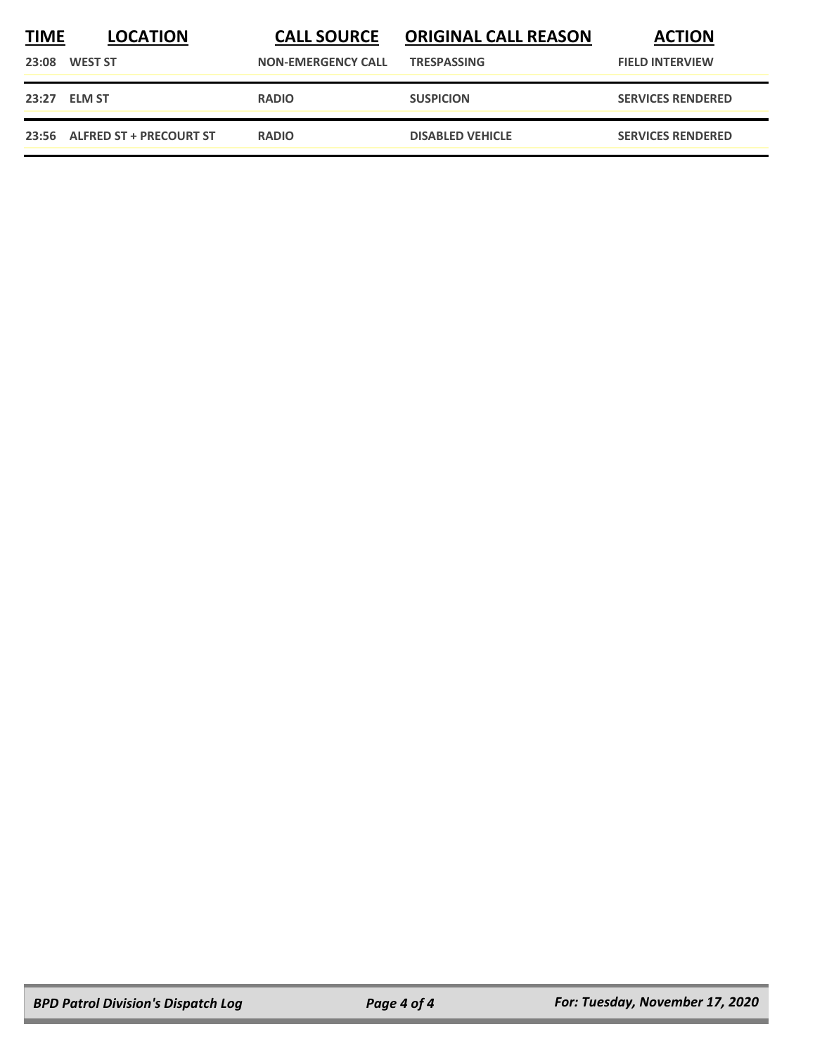| TIME | LOCATION | CALL SOURCE | ORIGINAL CALL REASON | ACTION |
|---|---|---|---|---|
| 23:08 | WEST ST | NON-EMERGENCY CALL | TRESPASSING | FIELD INTERVIEW |
| 23:27 | ELM ST | RADIO | SUSPICION | SERVICES RENDERED |
| 23:56 | ALFRED ST + PRECOURT ST | RADIO | DISABLED VEHICLE | SERVICES RENDERED |